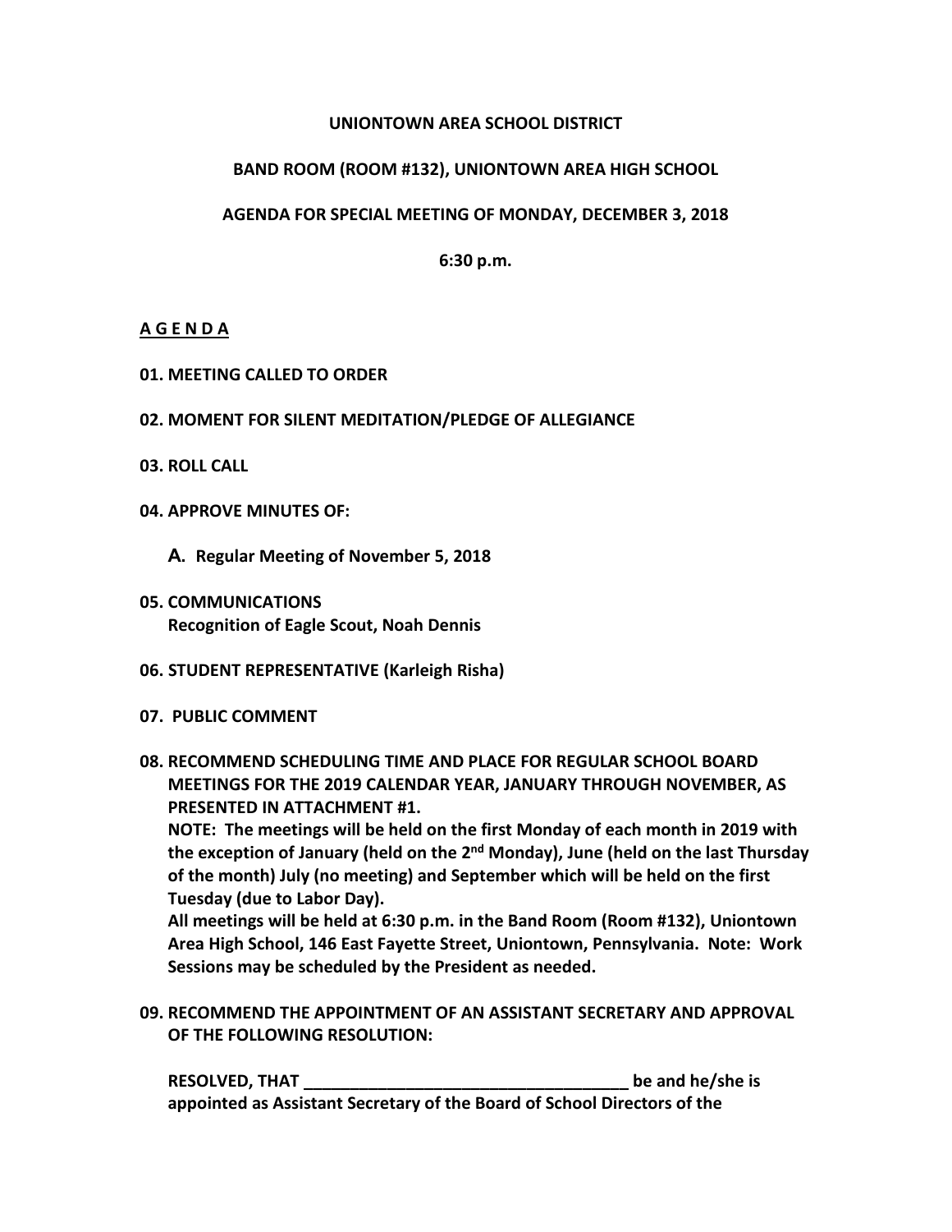**UNIONTOWN AREA SCHOOL DISTRICT**

**BAND ROOM (ROOM #132), UNIONTOWN AREA HIGH SCHOOL**

**AGENDA FOR SPECIAL MEETING OF MONDAY, DECEMBER 3, 2018**

**6:30 p.m.**

**A G E N D A**

**01. MEETING CALLED TO ORDER**

**02. MOMENT FOR SILENT MEDITATION/PLEDGE OF ALLEGIANCE**

**03. ROLL CALL**

**04. APPROVE MINUTES OF:**

**A. Regular Meeting of November 5, 2018**

**05. COMMUNICATIONS**
**Recognition of Eagle Scout, Noah Dennis**

**06. STUDENT REPRESENTATIVE (Karleigh Risha)**

**07. PUBLIC COMMENT**

**08. RECOMMEND SCHEDULING TIME AND PLACE FOR REGULAR SCHOOL BOARD MEETINGS FOR THE 2019 CALENDAR YEAR, JANUARY THROUGH NOVEMBER, AS PRESENTED IN ATTACHMENT #1.**

**NOTE: The meetings will be held on the first Monday of each month in 2019 with the exception of January (held on the 2nd Monday), June (held on the last Thursday of the month) July (no meeting) and September which will be held on the first Tuesday (due to Labor Day).**

**All meetings will be held at 6:30 p.m. in the Band Room (Room #132), Uniontown Area High School, 146 East Fayette Street, Uniontown, Pennsylvania. Note: Work Sessions may be scheduled by the President as needed.**

**09. RECOMMEND THE APPOINTMENT OF AN ASSISTANT SECRETARY AND APPROVAL OF THE FOLLOWING RESOLUTION:**

**RESOLVED, THAT ___________________________________ be and he/she is appointed as Assistant Secretary of the Board of School Directors of the**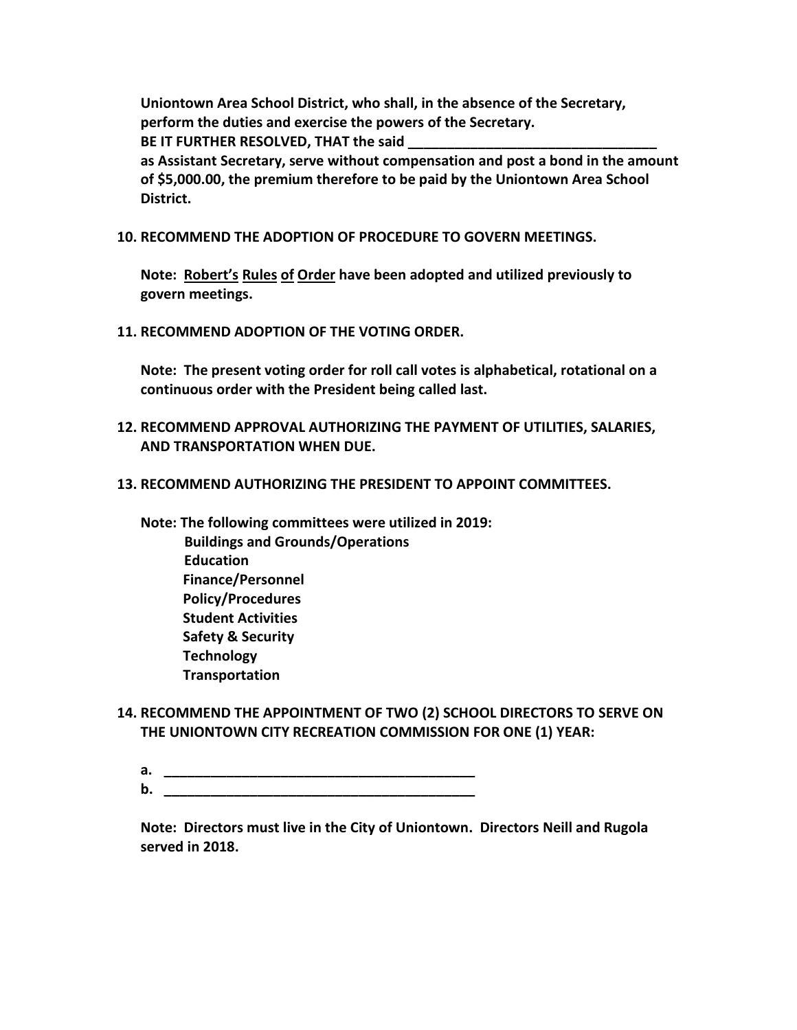**Uniontown Area School District, who shall, in the absence of the Secretary, perform the duties and exercise the powers of the Secretary.**
**BE IT FURTHER RESOLVED, THAT the said ________________________________ as Assistant Secretary, serve without compensation and post a bond in the amount of $5,000.00, the premium therefore to be paid by the Uniontown Area School District.**

**10. RECOMMEND THE ADOPTION OF PROCEDURE TO GOVERN MEETINGS.**

**Note: Robert's Rules of Order have been adopted and utilized previously to govern meetings.**

**11. RECOMMEND ADOPTION OF THE VOTING ORDER.**

**Note: The present voting order for roll call votes is alphabetical, rotational on a continuous order with the President being called last.**

**12. RECOMMEND APPROVAL AUTHORIZING THE PAYMENT OF UTILITIES, SALARIES, AND TRANSPORTATION WHEN DUE.**

**13. RECOMMEND AUTHORIZING THE PRESIDENT TO APPOINT COMMITTEES.**

**Note: The following committees were utilized in 2019:**
- **Buildings and Grounds/Operations**
- **Education**
- **Finance/Personnel**
- **Policy/Procedures**
- **Student Activities**
- **Safety & Security**
- **Technology**
- **Transportation**

**14. RECOMMEND THE APPOINTMENT OF TWO (2) SCHOOL DIRECTORS TO SERVE ON THE UNIONTOWN CITY RECREATION COMMISSION FOR ONE (1) YEAR:**

**a. ________________________________________**
**b. ________________________________________**

**Note: Directors must live in the City of Uniontown. Directors Neill and Rugola served in 2018.**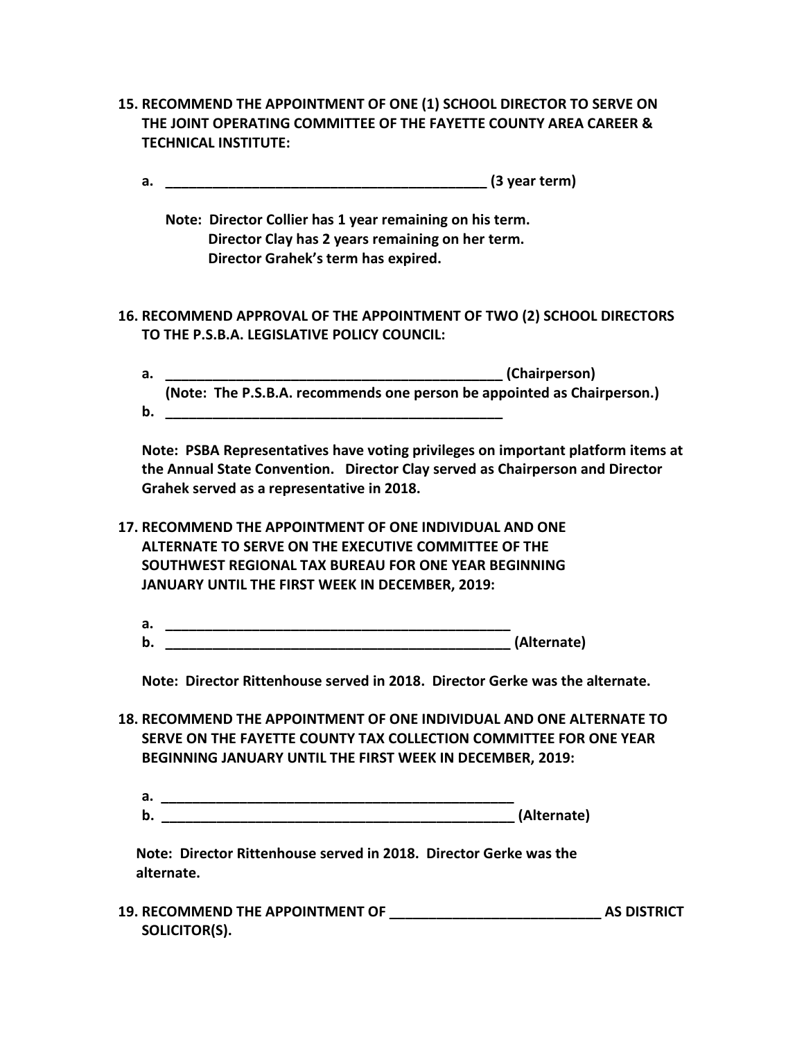**15. RECOMMEND THE APPOINTMENT OF ONE (1) SCHOOL DIRECTOR TO SERVE ON THE JOINT OPERATING COMMITTEE OF THE FAYETTE COUNTY AREA CAREER & TECHNICAL INSTITUTE:**

**a. ___________________________________________ (3 year term)**

**Note: Director Collier has 1 year remaining on his term.
Director Clay has 2 years remaining on her term.
Director Grahek's term has expired.**

**16. RECOMMEND APPROVAL OF THE APPOINTMENT OF TWO (2) SCHOOL DIRECTORS TO THE P.S.B.A. LEGISLATIVE POLICY COUNCIL:**

**a. _____________________________________________ (Chairperson)
(Note: The P.S.B.A. recommends one person be appointed as Chairperson.)**

**b. _____________________________________________**

**Note: PSBA Representatives have voting privileges on important platform items at the Annual State Convention. Director Clay served as Chairperson and Director Grahek served as a representative in 2018.**

**17. RECOMMEND THE APPOINTMENT OF ONE INDIVIDUAL AND ONE ALTERNATE TO SERVE ON THE EXECUTIVE COMMITTEE OF THE SOUTHWEST REGIONAL TAX BUREAU FOR ONE YEAR BEGINNING JANUARY UNTIL THE FIRST WEEK IN DECEMBER, 2019:**

**a. ______________________________________________**

**b. ______________________________________________ (Alternate)**

**Note: Director Rittenhouse served in 2018. Director Gerke was the alternate.**

**18. RECOMMEND THE APPOINTMENT OF ONE INDIVIDUAL AND ONE ALTERNATE TO SERVE ON THE FAYETTE COUNTY TAX COLLECTION COMMITTEE FOR ONE YEAR BEGINNING JANUARY UNTIL THE FIRST WEEK IN DECEMBER, 2019:**

**a. ______________________________________________**

**b. ______________________________________________ (Alternate)**

**Note: Director Rittenhouse served in 2018. Director Gerke was the alternate.**

**19. RECOMMEND THE APPOINTMENT OF ___________________________ AS DISTRICT SOLICITOR(S).**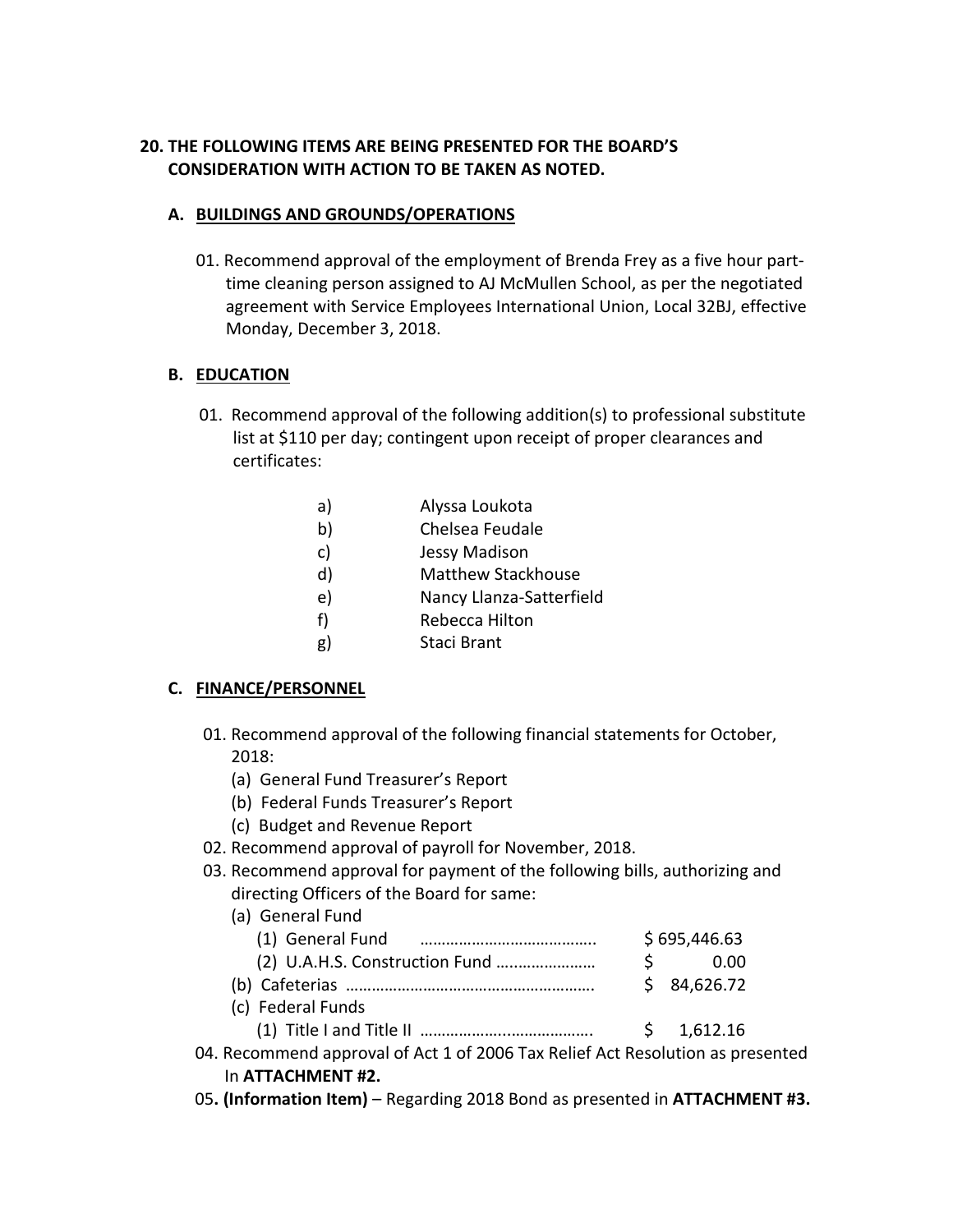## 20. THE FOLLOWING ITEMS ARE BEING PRESENTED FOR THE BOARD'S CONSIDERATION WITH ACTION TO BE TAKEN AS NOTED.

### A. BUILDINGS AND GROUNDS/OPERATIONS

01. Recommend approval of the employment of Brenda Frey as a five hour part-time cleaning person assigned to AJ McMullen School, as per the negotiated agreement with Service Employees International Union, Local 32BJ, effective Monday, December 3, 2018.

### B. EDUCATION

01. Recommend approval of the following addition(s) to professional substitute list at $110 per day; contingent upon receipt of proper clearances and certificates:

    a) Alyssa Loukota
    b) Chelsea Feudale
    c) Jessy Madison
    d) Matthew Stackhouse
    e) Nancy Llanza-Satterfield
    f) Rebecca Hilton
    g) Staci Brant

### C. FINANCE/PERSONNEL

01. Recommend approval of the following financial statements for October, 2018:
    (a) General Fund Treasurer's Report
    (b) Federal Funds Treasurer's Report
    (c) Budget and Revenue Report
02. Recommend approval of payroll for November, 2018.
03. Recommend approval for payment of the following bills, authorizing and directing Officers of the Board for same:
    (a) General Fund
        (1) General Fund ………………………………….. $ 695,446.63
        (2) U.A.H.S. Construction Fund ………………… $ 0.00
    (b) Cafeterias ……………………………………………. $ 84,626.72
    (c) Federal Funds
        (1) Title I and Title II ………………………………. $ 1,612.16
04. Recommend approval of Act 1 of 2006 Tax Relief Act Resolution as presented In **ATTACHMENT #2.**
05**. (Information Item)** – Regarding 2018 Bond as presented in **ATTACHMENT #3.**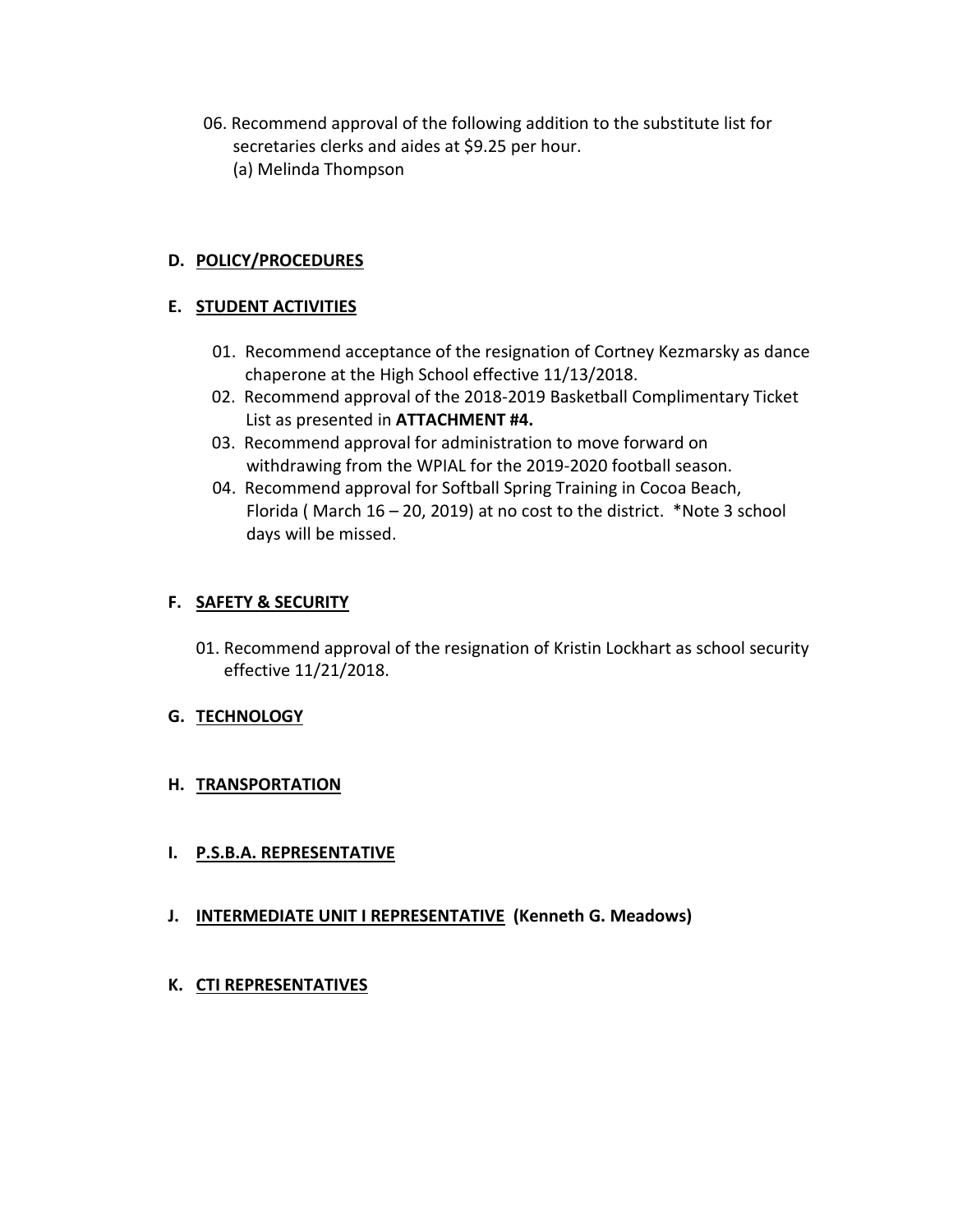06. Recommend approval of the following addition to the substitute list for secretaries clerks and aides at $9.25 per hour.
   (a) Melinda Thompson

**D. POLICY/PROCEDURES**

**E. STUDENT ACTIVITIES**

01. Recommend acceptance of the resignation of Cortney Kezmarsky as dance chaperone at the High School effective 11/13/2018.
02. Recommend approval of the 2018-2019 Basketball Complimentary Ticket List as presented in **ATTACHMENT #4.**
03. Recommend approval for administration to move forward on withdrawing from the WPIAL for the 2019-2020 football season.
04. Recommend approval for Softball Spring Training in Cocoa Beach, Florida ( March 16 – 20, 2019) at no cost to the district. *Note 3 school days will be missed.

**F. SAFETY & SECURITY**

01. Recommend approval of the resignation of Kristin Lockhart as school security effective 11/21/2018.

**G. TECHNOLOGY**

**H. TRANSPORTATION**

**I. P.S.B.A. REPRESENTATIVE**

**J. INTERMEDIATE UNIT I REPRESENTATIVE (Kenneth G. Meadows)**

**K. CTI REPRESENTATIVES**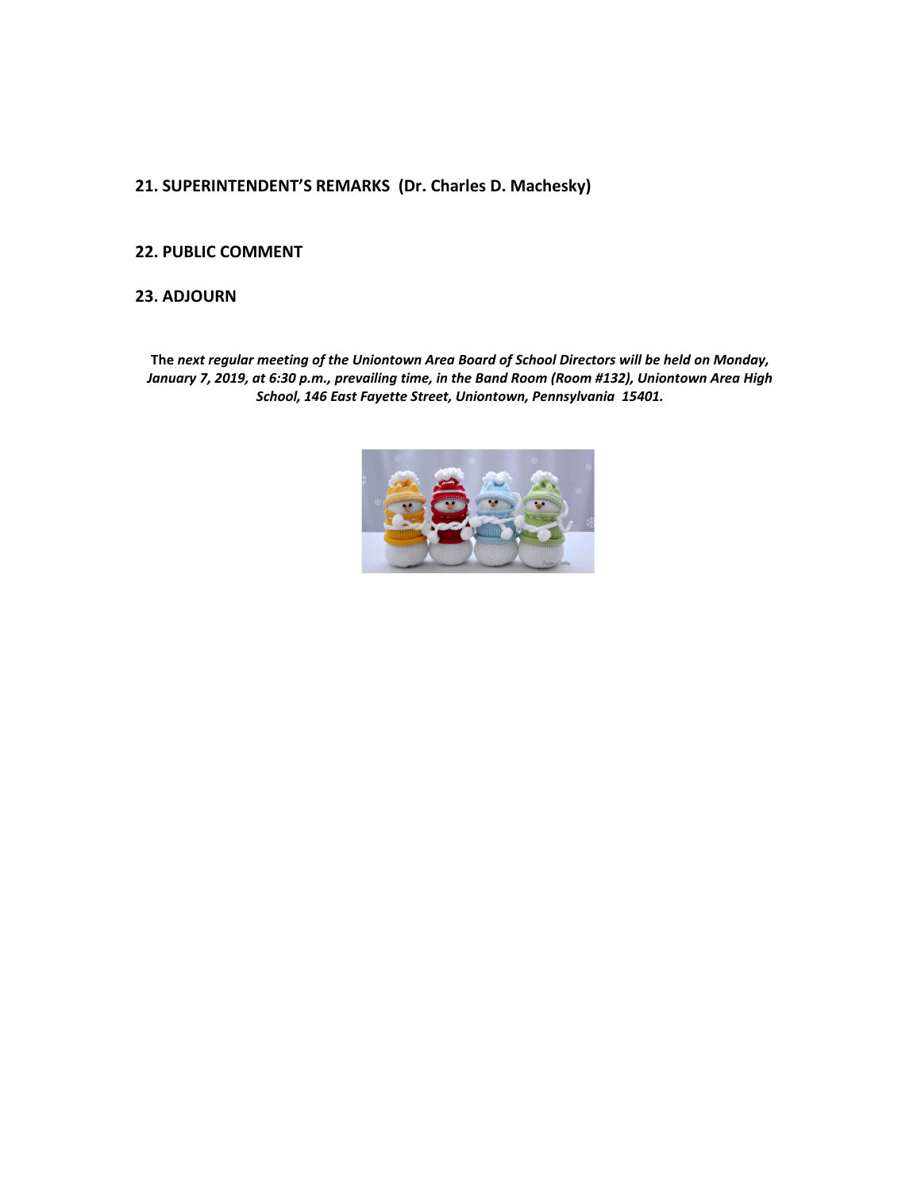## 21. SUPERINTENDENT'S REMARKS (Dr. Charles D. Machesky)

## 22. PUBLIC COMMENT

## 23. ADJOURN

**The *next regular meeting of the Uniontown Area Board of School Directors will be held on Monday, January 7, 2019, at 6:30 p.m., prevailing time, in the Band Room (Room #132), Uniontown Area High School, 146 East Fayette Street, Uniontown, Pennsylvania 15401.***